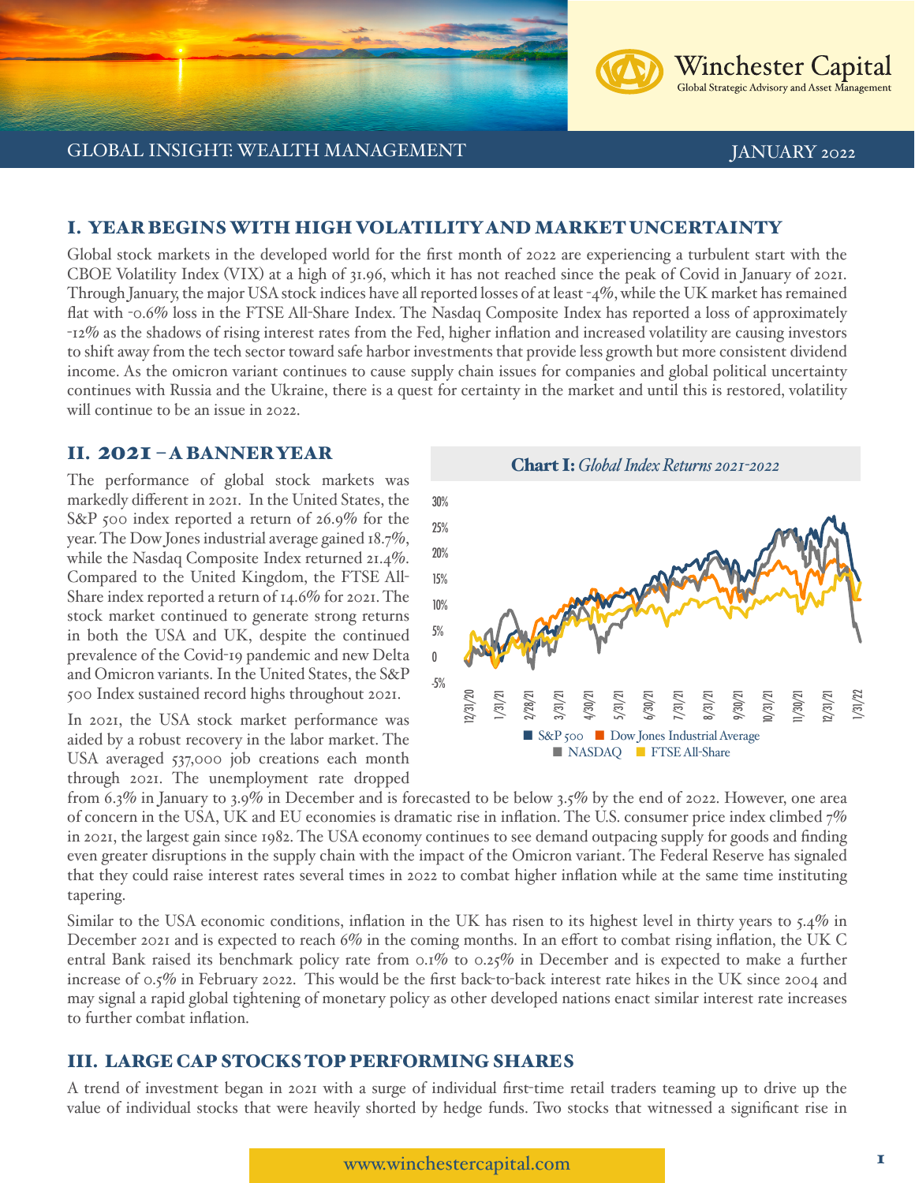Winchester Capital
Global Strategic Advisory and Asset Management

GLOBAL INSIGHT: WEALTH MANAGEMENT — JANUARY 2022

## I. YEAR BEGINS WITH HIGH VOLATILITY AND MARKET UNCERTAINTY

Global stock markets in the developed world for the first month of 2022 are experiencing a turbulent start with the CBOE Volatility Index (VIX) at a high of 31.96, which it has not reached since the peak of Covid in January of 2021. Through January, the major USA stock indices have all reported losses of at least -4%, while the UK market has remained flat with -0.6% loss in the FTSE All-Share Index. The Nasdaq Composite Index has reported a loss of approximately -12% as the shadows of rising interest rates from the Fed, higher inflation and increased volatility are causing investors to shift away from the tech sector toward safe harbor investments that provide less growth but more consistent dividend income. As the omicron variant continues to cause supply chain issues for companies and global political uncertainty continues with Russia and the Ukraine, there is a quest for certainty in the market and until this is restored, volatility will continue to be an issue in 2022.

## II. 2021 – A BANNER YEAR

The performance of global stock markets was markedly different in 2021. In the United States, the S&P 500 index reported a return of 26.9% for the year. The Dow Jones industrial average gained 18.7%, while the Nasdaq Composite Index returned 21.4%. Compared to the United Kingdom, the FTSE All-Share index reported a return of 14.6% for 2021. The stock market continued to generate strong returns in both the USA and UK, despite the continued prevalence of the Covid-19 pandemic and new Delta and Omicron variants. In the United States, the S&P 500 Index sustained record highs throughout 2021.

**Chart I:** *Global Index Returns 2021-2022*

(Legend: S&P 500, Dow Jones Industrial Average, NASDAQ, FTSE All-Share; x-axis 12/31/20 to 1/31/22; y-axis -5% to 30%)

In 2021, the USA stock market performance was aided by a robust recovery in the labor market. The USA averaged 537,000 job creations each month through 2021. The unemployment rate dropped from 6.3% in January to 3.9% in December and is forecasted to be below 3.5% by the end of 2022. However, one area of concern in the USA, UK and EU economies is dramatic rise in inflation. The U.S. consumer price index climbed 7% in 2021, the largest gain since 1982. The USA economy continues to see demand outpacing supply for goods and finding even greater disruptions in the supply chain with the impact of the Omicron variant. The Federal Reserve has signaled that they could raise interest rates several times in 2022 to combat higher inflation while at the same time instituting tapering.

Similar to the USA economic conditions, inflation in the UK has risen to its highest level in thirty years to 5.4% in December 2021 and is expected to reach 6% in the coming months. In an effort to combat rising inflation, the UK C entral Bank raised its benchmark policy rate from 0.1% to 0.25% in December and is expected to make a further increase of 0.5% in February 2022. This would be the first back-to-back interest rate hikes in the UK since 2004 and may signal a rapid global tightening of monetary policy as other developed nations enact similar interest rate increases to further combat inflation.

## III. LARGE CAP STOCKS TOP PERFORMING SHARES

A trend of investment began in 2021 with a surge of individual first-time retail traders teaming up to drive up the value of individual stocks that were heavily shorted by hedge funds. Two stocks that witnessed a significant rise in

www.winchestercapital.com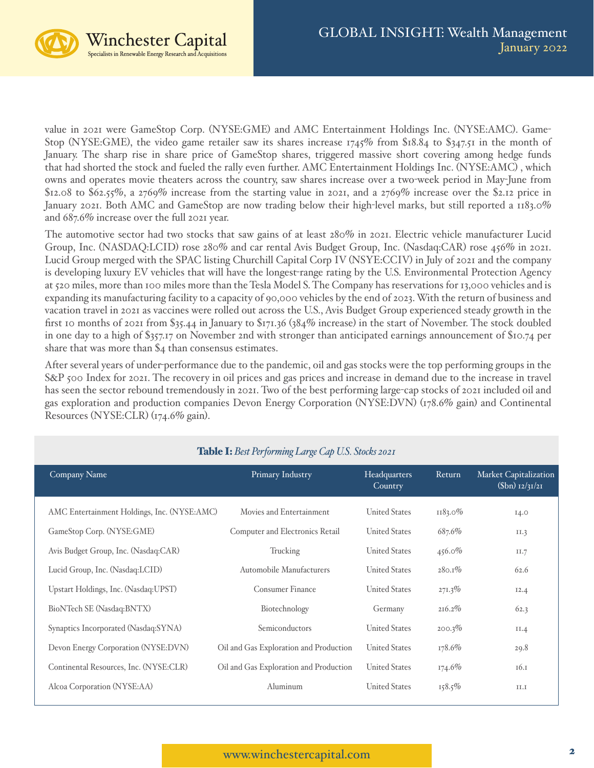value in 2021 were GameStop Corp. (NYSE:GME) and AMC Entertainment Holdings Inc. (NYSE:AMC). GameStop (NYSE:GME), the video game retailer saw its shares increase 1745% from $18.84 to $347.51 in the month of January. The sharp rise in share price of GameStop shares, triggered massive short covering among hedge funds that had shorted the stock and fueled the rally even further. AMC Entertainment Holdings Inc. (NYSE:AMC) , which owns and operates movie theaters across the country, saw shares increase over a two-week period in May-June from $12.08 to $62.55%, a 2769% increase from the starting value in 2021, and a 2769% increase over the $2.12 price in January 2021. Both AMC and GameStop are now trading below their high-level marks, but still reported a 1183.0% and 687.6% increase over the full 2021 year.

The automotive sector had two stocks that saw gains of at least 280% in 2021. Electric vehicle manufacturer Lucid Group, Inc. (NASDAQ:LCID) rose 280% and car rental Avis Budget Group, Inc. (Nasdaq:CAR) rose 456% in 2021. Lucid Group merged with the SPAC listing Churchill Capital Corp IV (NSYE:CCIV) in July of 2021 and the company is developing luxury EV vehicles that will have the longest-range rating by the U.S. Environmental Protection Agency at 520 miles, more than 100 miles more than the Tesla Model S. The Company has reservations for 13,000 vehicles and is expanding its manufacturing facility to a capacity of 90,000 vehicles by the end of 2023. With the return of business and vacation travel in 2021 as vaccines were rolled out across the U.S., Avis Budget Group experienced steady growth in the first 10 months of 2021 from $35.44 in January to $171.36 (384% increase) in the start of November. The stock doubled in one day to a high of $357.17 on November 2nd with stronger than anticipated earnings announcement of $10.74 per share that was more than $4 than consensus estimates.

After several years of under-performance due to the pandemic, oil and gas stocks were the top performing groups in the S&P 500 Index for 2021. The recovery in oil prices and gas prices and increase in demand due to the increase in travel has seen the sector rebound tremendously in 2021. Two of the best performing large-cap stocks of 2021 included oil and gas exploration and production companies Devon Energy Corporation (NYSE:DVN) (178.6% gain) and Continental Resources (NYSE:CLR) (174.6% gain).

**Table I:** *Best Performing Large Cap U.S. Stocks 2021*

| Company Name | Primary Industry | Headquarters Country | Return | Market Capitalization ($bn) 12/31/21 |
|---|---|---|---|---|
| AMC Entertainment Holdings, Inc. (NYSE:AMC) | Movies and Entertainment | United States | 1183.0% | 14.0 |
| GameStop Corp. (NYSE:GME) | Computer and Electronics Retail | United States | 687.6% | 11.3 |
| Avis Budget Group, Inc. (Nasdaq:CAR) | Trucking | United States | 456.0% | 11.7 |
| Lucid Group, Inc. (Nasdaq:LCID) | Automobile Manufacturers | United States | 280.1% | 62.6 |
| Upstart Holdings, Inc. (Nasdaq:UPST) | Consumer Finance | United States | 271.3% | 12.4 |
| BioNTech SE (Nasdaq:BNTX) | Biotechnology | Germany | 216.2% | 62.3 |
| Synaptics Incorporated (Nasdaq:SYNA) | Semiconductors | United States | 200.3% | 11.4 |
| Devon Energy Corporation (NYSE:DVN) | Oil and Gas Exploration and Production | United States | 178.6% | 29.8 |
| Continental Resources, Inc. (NYSE:CLR) | Oil and Gas Exploration and Production | United States | 174.6% | 16.1 |
| Alcoa Corporation (NYSE:AA) | Aluminum | United States | 158.5% | 11.1 |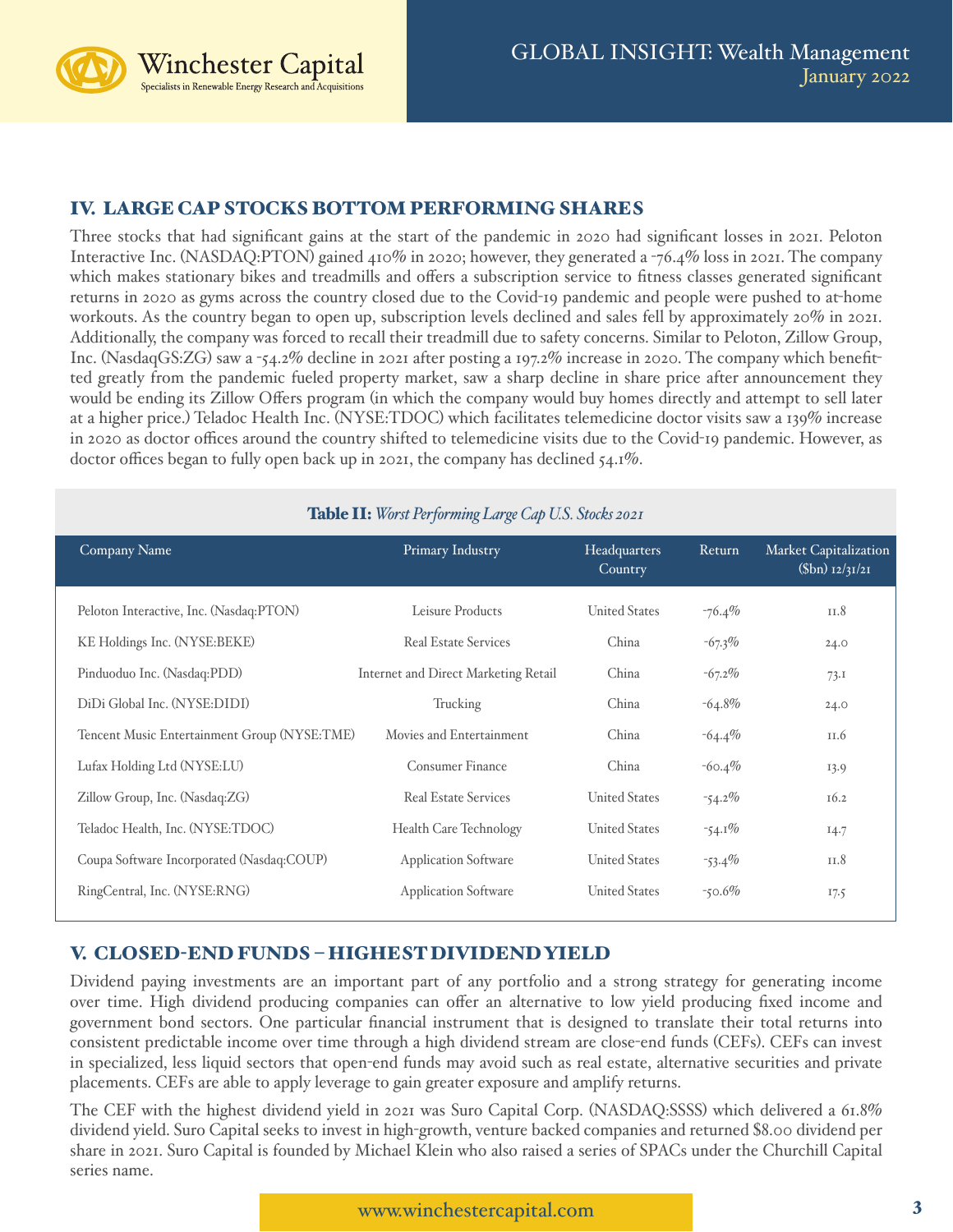## IV. LARGE CAP STOCKS BOTTOM PERFORMING SHARES

Three stocks that had significant gains at the start of the pandemic in 2020 had significant losses in 2021. Peloton Interactive Inc. (NASDAQ:PTON) gained 410% in 2020; however, they generated a -76.4% loss in 2021. The company which makes stationary bikes and treadmills and offers a subscription service to fitness classes generated significant returns in 2020 as gyms across the country closed due to the Covid-19 pandemic and people were pushed to at-home workouts. As the country began to open up, subscription levels declined and sales fell by approximately 20% in 2021. Additionally, the company was forced to recall their treadmill due to safety concerns. Similar to Peloton, Zillow Group, Inc. (NasdaqGS:ZG) saw a -54.2% decline in 2021 after posting a 197.2% increase in 2020. The company which benefitted greatly from the pandemic fueled property market, saw a sharp decline in share price after announcement they would be ending its Zillow Offers program (in which the company would buy homes directly and attempt to sell later at a higher price.) Teladoc Health Inc. (NYSE:TDOC) which facilitates telemedicine doctor visits saw a 139% increase in 2020 as doctor offices around the country shifted to telemedicine visits due to the Covid-19 pandemic. However, as doctor offices began to fully open back up in 2021, the company has declined 54.1%.

**Table II:** *Worst Performing Large Cap U.S. Stocks 2021*

| Company Name | Primary Industry | Headquarters Country | Return | Market Capitalization ($bn) 12/31/21 |
|---|---|---|---|---|
| Peloton Interactive, Inc. (Nasdaq:PTON) | Leisure Products | United States | -76.4% | 11.8 |
| KE Holdings Inc. (NYSE:BEKE) | Real Estate Services | China | -67.3% | 24.0 |
| Pinduoduo Inc. (Nasdaq:PDD) | Internet and Direct Marketing Retail | China | -67.2% | 73.1 |
| DiDi Global Inc. (NYSE:DIDI) | Trucking | China | -64.8% | 24.0 |
| Tencent Music Entertainment Group (NYSE:TME) | Movies and Entertainment | China | -64.4% | 11.6 |
| Lufax Holding Ltd (NYSE:LU) | Consumer Finance | China | -60.4% | 13.9 |
| Zillow Group, Inc. (Nasdaq:ZG) | Real Estate Services | United States | -54.2% | 16.2 |
| Teladoc Health, Inc. (NYSE:TDOC) | Health Care Technology | United States | -54.1% | 14.7 |
| Coupa Software Incorporated (Nasdaq:COUP) | Application Software | United States | -53.4% | 11.8 |
| RingCentral, Inc. (NYSE:RNG) | Application Software | United States | -50.6% | 17.5 |

## V. CLOSED-END FUNDS – HIGHEST DIVIDEND YIELD

Dividend paying investments are an important part of any portfolio and a strong strategy for generating income over time. High dividend producing companies can offer an alternative to low yield producing fixed income and government bond sectors. One particular financial instrument that is designed to translate their total returns into consistent predictable income over time through a high dividend stream are close-end funds (CEFs). CEFs can invest in specialized, less liquid sectors that open-end funds may avoid such as real estate, alternative securities and private placements. CEFs are able to apply leverage to gain greater exposure and amplify returns.

The CEF with the highest dividend yield in 2021 was Suro Capital Corp. (NASDAQ:SSSS) which delivered a 61.8% dividend yield. Suro Capital seeks to invest in high-growth, venture backed companies and returned $8.00 dividend per share in 2021. Suro Capital is founded by Michael Klein who also raised a series of SPACs under the Churchill Capital series name.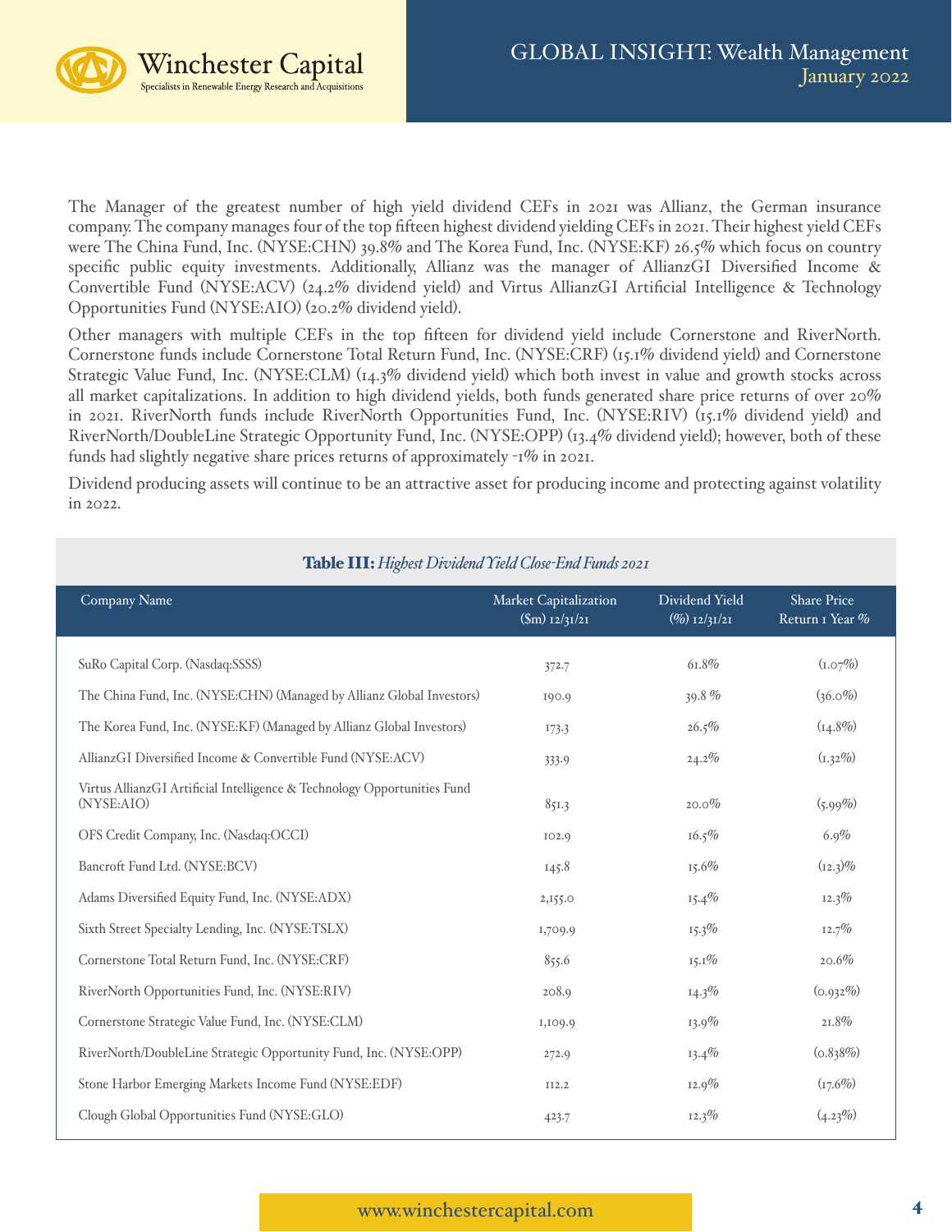The Manager of the greatest number of high yield dividend CEFs in 2021 was Allianz, the German insurance company. The company manages four of the top fifteen highest dividend yielding CEFs in 2021. Their highest yield CEFs were The China Fund, Inc. (NYSE:CHN) 39.8% and The Korea Fund, Inc. (NYSE:KF) 26.5% which focus on country specific public equity investments. Additionally, Allianz was the manager of AllianzGI Diversified Income & Convertible Fund (NYSE:ACV) (24.2% dividend yield) and Virtus AllianzGI Artificial Intelligence & Technology Opportunities Fund (NYSE:AIO) (20.2% dividend yield).

Other managers with multiple CEFs in the top fifteen for dividend yield include Cornerstone and RiverNorth. Cornerstone funds include Cornerstone Total Return Fund, Inc. (NYSE:CRF) (15.1% dividend yield) and Cornerstone Strategic Value Fund, Inc. (NYSE:CLM) (14.3% dividend yield) which both invest in value and growth stocks across all market capitalizations. In addition to high dividend yields, both funds generated share price returns of over 20% in 2021. RiverNorth funds include RiverNorth Opportunities Fund, Inc. (NYSE:RIV) (15.1% dividend yield) and RiverNorth/DoubleLine Strategic Opportunity Fund, Inc. (NYSE:OPP) (13.4% dividend yield); however, both of these funds had slightly negative share prices returns of approximately -1% in 2021.

Dividend producing assets will continue to be an attractive asset for producing income and protecting against volatility in 2022.

**Table III:** *Highest Dividend Yield Close-End Funds 2021*

| Company Name | Market Capitalization ($m) 12/31/21 | Dividend Yield (%) 12/31/21 | Share Price Return 1 Year % |
|---|---|---|---|
| SuRo Capital Corp. (Nasdaq:SSSS) | 372.7 | 61.8% | (1.07%) |
| The China Fund, Inc. (NYSE:CHN) (Managed by Allianz Global Investors) | 190.9 | 39.8 % | (36.0%) |
| The Korea Fund, Inc. (NYSE:KF) (Managed by Allianz Global Investors) | 173.3 | 26.5% | (14.8%) |
| AllianzGI Diversified Income & Convertible Fund (NYSE:ACV) | 333.9 | 24.2% | (1.32%) |
| Virtus AllianzGI Artificial Intelligence & Technology Opportunities Fund (NYSE:AIO) | 851.3 | 20.0% | (5.99%) |
| OFS Credit Company, Inc. (Nasdaq:OCCI) | 102.9 | 16.5% | 6.9% |
| Bancroft Fund Ltd. (NYSE:BCV) | 145.8 | 15.6% | (12.3)% |
| Adams Diversified Equity Fund, Inc. (NYSE:ADX) | 2,155.0 | 15.4% | 12.3% |
| Sixth Street Specialty Lending, Inc. (NYSE:TSLX) | 1,709.9 | 15.3% | 12.7% |
| Cornerstone Total Return Fund, Inc. (NYSE:CRF) | 855.6 | 15.1% | 20.6% |
| RiverNorth Opportunities Fund, Inc. (NYSE:RIV) | 208.9 | 14.3% | (0.932%) |
| Cornerstone Strategic Value Fund, Inc. (NYSE:CLM) | 1,109.9 | 13.9% | 21.8% |
| RiverNorth/DoubleLine Strategic Opportunity Fund, Inc. (NYSE:OPP) | 272.9 | 13.4% | (0.838%) |
| Stone Harbor Emerging Markets Income Fund (NYSE:EDF) | 112.2 | 12.9% | (17.6%) |
| Clough Global Opportunities Fund (NYSE:GLO) | 423.7 | 12.3% | (4.23%) |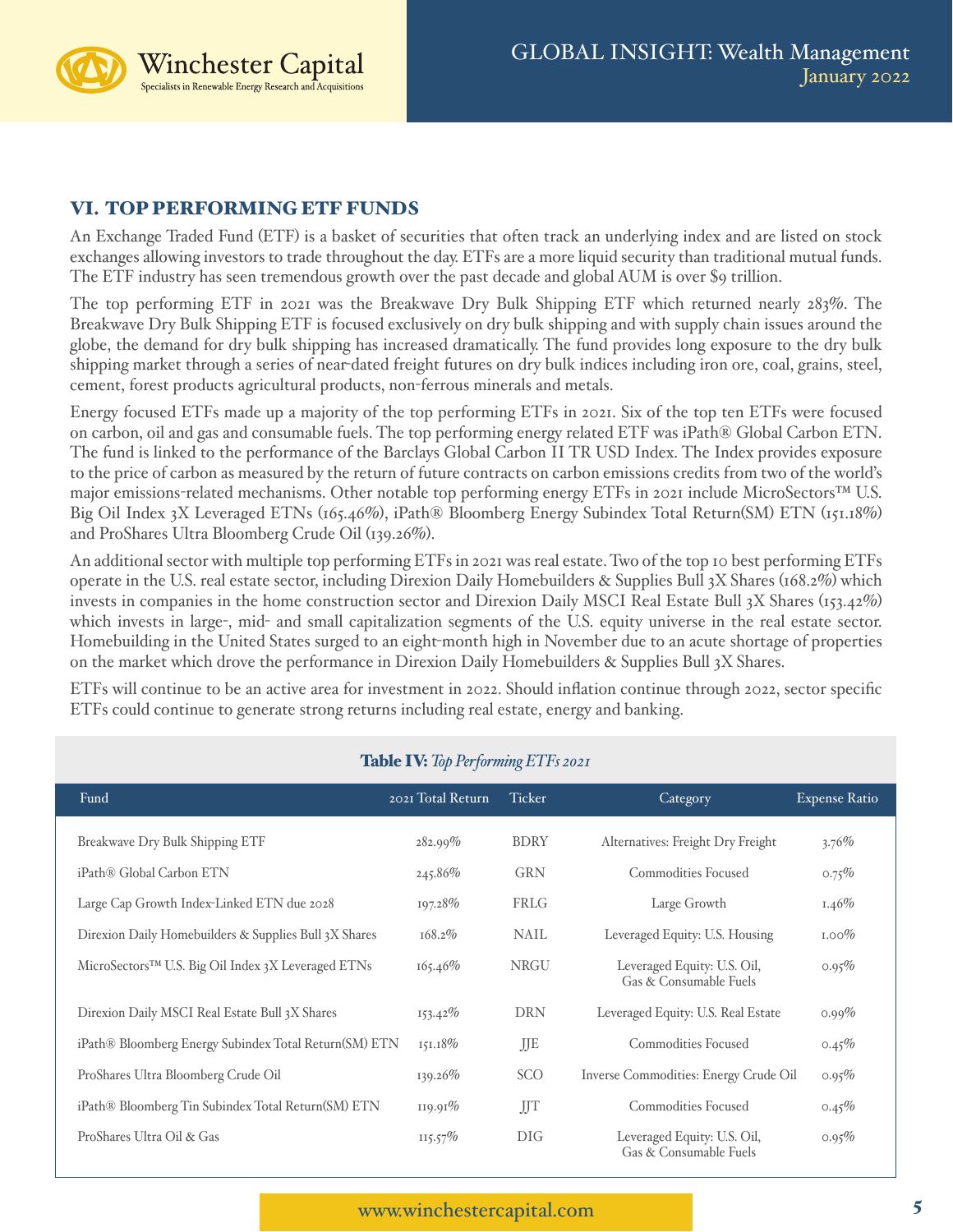## VI. TOP PERFORMING ETF FUNDS

An Exchange Traded Fund (ETF) is a basket of securities that often track an underlying index and are listed on stock exchanges allowing investors to trade throughout the day. ETFs are a more liquid security than traditional mutual funds. The ETF industry has seen tremendous growth over the past decade and global AUM is over $9 trillion.

The top performing ETF in 2021 was the Breakwave Dry Bulk Shipping ETF which returned nearly 283%. The Breakwave Dry Bulk Shipping ETF is focused exclusively on dry bulk shipping and with supply chain issues around the globe, the demand for dry bulk shipping has increased dramatically. The fund provides long exposure to the dry bulk shipping market through a series of near-dated freight futures on dry bulk indices including iron ore, coal, grains, steel, cement, forest products agricultural products, non-ferrous minerals and metals.

Energy focused ETFs made up a majority of the top performing ETFs in 2021. Six of the top ten ETFs were focused on carbon, oil and gas and consumable fuels. The top performing energy related ETF was iPath® Global Carbon ETN. The fund is linked to the performance of the Barclays Global Carbon II TR USD Index. The Index provides exposure to the price of carbon as measured by the return of future contracts on carbon emissions credits from two of the world's major emissions-related mechanisms. Other notable top performing energy ETFs in 2021 include MicroSectors™ U.S. Big Oil Index 3X Leveraged ETNs (165.46%), iPath® Bloomberg Energy Subindex Total Return(SM) ETN (151.18%) and ProShares Ultra Bloomberg Crude Oil (139.26%).

An additional sector with multiple top performing ETFs in 2021 was real estate. Two of the top 10 best performing ETFs operate in the U.S. real estate sector, including Direxion Daily Homebuilders & Supplies Bull 3X Shares (168.2%) which invests in companies in the home construction sector and Direxion Daily MSCI Real Estate Bull 3X Shares (153.42%) which invests in large-, mid- and small capitalization segments of the U.S. equity universe in the real estate sector. Homebuilding in the United States surged to an eight-month high in November due to an acute shortage of properties on the market which drove the performance in Direxion Daily Homebuilders & Supplies Bull 3X Shares.

ETFs will continue to be an active area for investment in 2022. Should inflation continue through 2022, sector specific ETFs could continue to generate strong returns including real estate, energy and banking.

**Table IV:** *Top Performing ETFs 2021*

| Fund | 2021 Total Return | Ticker | Category | Expense Ratio |
|---|---|---|---|---|
| Breakwave Dry Bulk Shipping ETF | 282.99% | BDRY | Alternatives: Freight Dry Freight | 3.76% |
| iPath® Global Carbon ETN | 245.86% | GRN | Commodities Focused | 0.75% |
| Large Cap Growth Index-Linked ETN due 2028 | 197.28% | FRLG | Large Growth | 1.46% |
| Direxion Daily Homebuilders & Supplies Bull 3X Shares | 168.2% | NAIL | Leveraged Equity: U.S. Housing | 1.00% |
| MicroSectors™ U.S. Big Oil Index 3X Leveraged ETNs | 165.46% | NRGU | Leveraged Equity: U.S. Oil, Gas & Consumable Fuels | 0.95% |
| Direxion Daily MSCI Real Estate Bull 3X Shares | 153.42% | DRN | Leveraged Equity: U.S. Real Estate | 0.99% |
| iPath® Bloomberg Energy Subindex Total Return(SM) ETN | 151.18% | JJE | Commodities Focused | 0.45% |
| ProShares Ultra Bloomberg Crude Oil | 139.26% | SCO | Inverse Commodities: Energy Crude Oil | 0.95% |
| iPath® Bloomberg Tin Subindex Total Return(SM) ETN | 119.91% | JJT | Commodities Focused | 0.45% |
| ProShares Ultra Oil & Gas | 115.57% | DIG | Leveraged Equity: U.S. Oil, Gas & Consumable Fuels | 0.95% |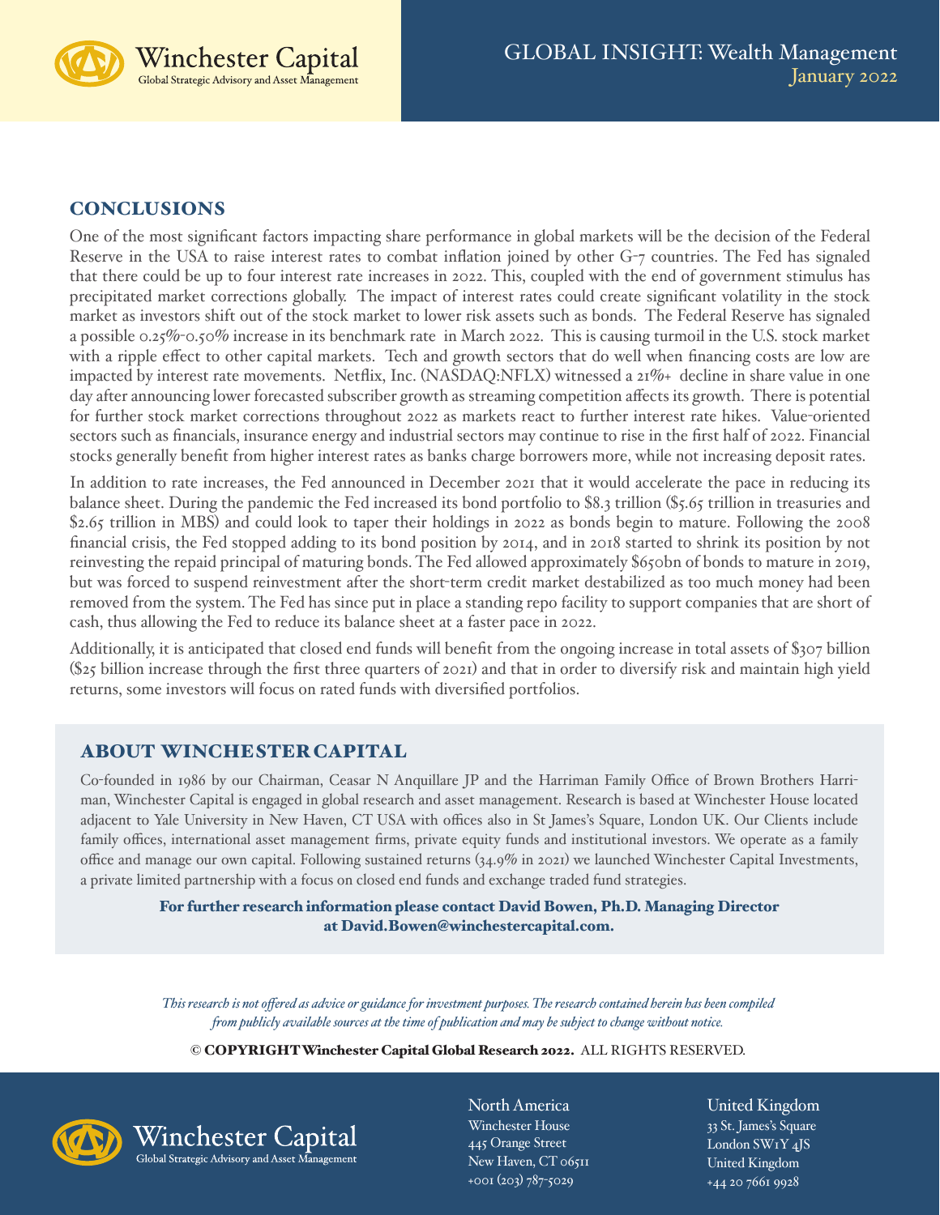Winchester Capital
Global Strategic Advisory and Asset Management

GLOBAL INSIGHT: Wealth Management
January 2022

## CONCLUSIONS

One of the most significant factors impacting share performance in global markets will be the decision of the Federal Reserve in the USA to raise interest rates to combat inflation joined by other G-7 countries. The Fed has signaled that there could be up to four interest rate increases in 2022. This, coupled with the end of government stimulus has precipitated market corrections globally. The impact of interest rates could create significant volatility in the stock market as investors shift out of the stock market to lower risk assets such as bonds. The Federal Reserve has signaled a possible 0.25%-0.50% increase in its benchmark rate in March 2022. This is causing turmoil in the U.S. stock market with a ripple effect to other capital markets. Tech and growth sectors that do well when financing costs are low are impacted by interest rate movements. Netflix, Inc. (NASDAQ:NFLX) witnessed a 21%+ decline in share value in one day after announcing lower forecasted subscriber growth as streaming competition affects its growth. There is potential for further stock market corrections throughout 2022 as markets react to further interest rate hikes. Value-oriented sectors such as financials, insurance energy and industrial sectors may continue to rise in the first half of 2022. Financial stocks generally benefit from higher interest rates as banks charge borrowers more, while not increasing deposit rates.

In addition to rate increases, the Fed announced in December 2021 that it would accelerate the pace in reducing its balance sheet. During the pandemic the Fed increased its bond portfolio to $8.3 trillion ($5.65 trillion in treasuries and $2.65 trillion in MBS) and could look to taper their holdings in 2022 as bonds begin to mature. Following the 2008 financial crisis, the Fed stopped adding to its bond position by 2014, and in 2018 started to shrink its position by not reinvesting the repaid principal of maturing bonds. The Fed allowed approximately $650bn of bonds to mature in 2019, but was forced to suspend reinvestment after the short-term credit market destabilized as too much money had been removed from the system. The Fed has since put in place a standing repo facility to support companies that are short of cash, thus allowing the Fed to reduce its balance sheet at a faster pace in 2022.

Additionally, it is anticipated that closed end funds will benefit from the ongoing increase in total assets of $307 billion ($25 billion increase through the first three quarters of 2021) and that in order to diversify risk and maintain high yield returns, some investors will focus on rated funds with diversified portfolios.

## ABOUT WINCHESTER CAPITAL

Co-founded in 1986 by our Chairman, Ceasar N Anquillare JP and the Harriman Family Office of Brown Brothers Harriman, Winchester Capital is engaged in global research and asset management. Research is based at Winchester House located adjacent to Yale University in New Haven, CT USA with offices also in St James's Square, London UK. Our Clients include family offices, international asset management firms, private equity funds and institutional investors. We operate as a family office and manage our own capital. Following sustained returns (34.9% in 2021) we launched Winchester Capital Investments, a private limited partnership with a focus on closed end funds and exchange traded fund strategies.

**For further research information please contact David Bowen, Ph.D. Managing Director at David.Bowen@winchestercapital.com.**

*This research is not offered as advice or guidance for investment purposes. The research contained herein has been compiled from publicly available sources at the time of publication and may be subject to change without notice.*

© **COPYRIGHT Winchester Capital Global Research 2022.** ALL RIGHTS RESERVED.

Winchester Capital
Global Strategic Advisory and Asset Management

North America
Winchester House
445 Orange Street
New Haven, CT 06511
+001 (203) 787-5029

United Kingdom
33 St. James's Square
London SW1Y 4JS
United Kingdom
+44 20 7661 9928